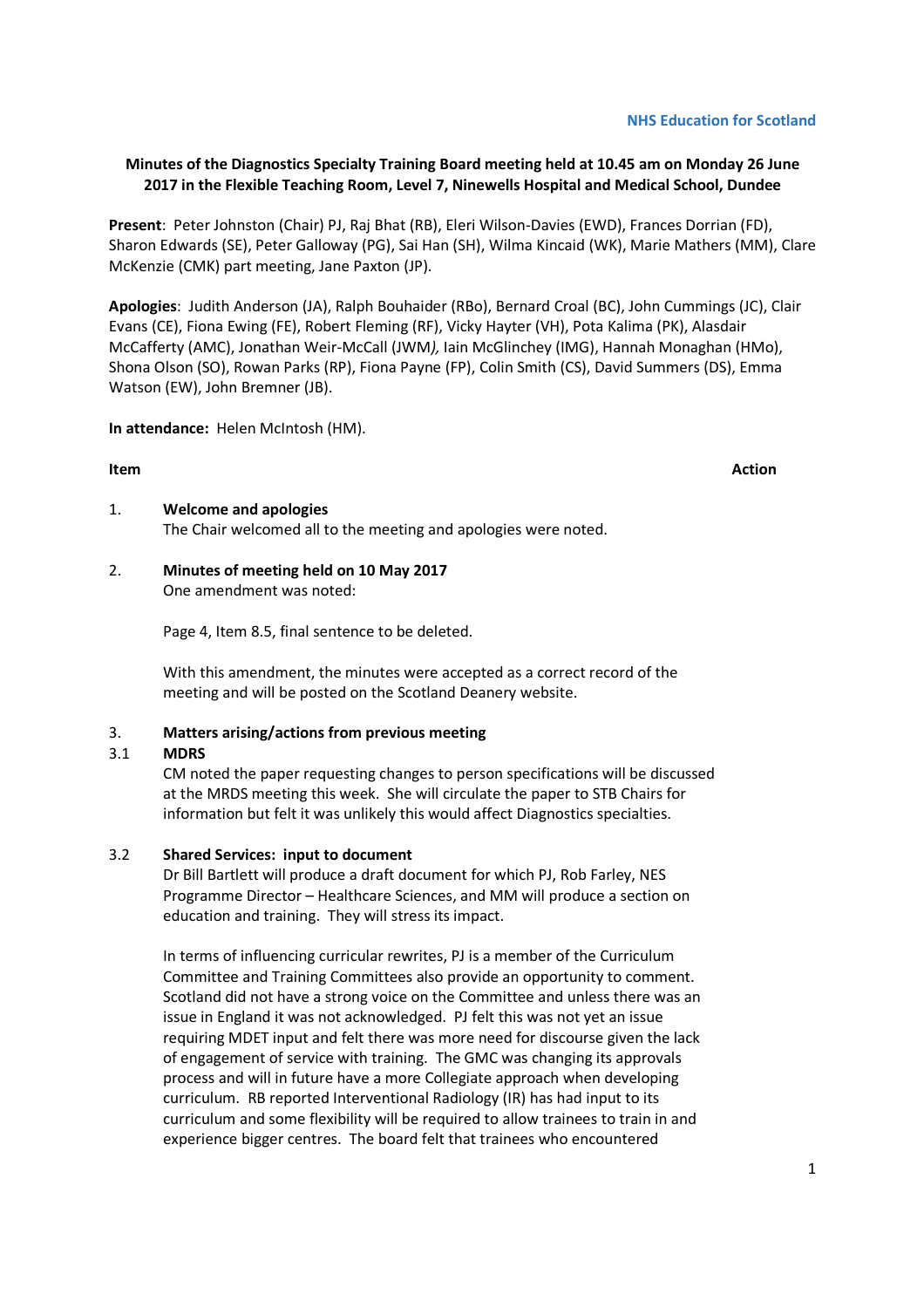NHS Education for Scotland

**Minutes of the Diagnostics Specialty Training Board meeting held at 10.45 am on Monday 26 June 2017 in the Flexible Teaching Room, Level 7, Ninewells Hospital and Medical School, Dundee**

**Present**: Peter Johnston (Chair) PJ, Raj Bhat (RB), Eleri Wilson-Davies (EWD), Frances Dorrian (FD), Sharon Edwards (SE), Peter Galloway (PG), Sai Han (SH), Wilma Kincaid (WK), Marie Mathers (MM), Clare McKenzie (CMK) part meeting, Jane Paxton (JP).

**Apologies**: Judith Anderson (JA), Ralph Bouhaider (RBo), Bernard Croal (BC), John Cummings (JC), Clair Evans (CE), Fiona Ewing (FE), Robert Fleming (RF), Vicky Hayter (VH), Pota Kalima (PK), Alasdair McCafferty (AMC), Jonathan Weir-McCall (JWM*),* Iain McGlinchey (IMG), Hannah Monaghan (HMo), Shona Olson (SO), Rowan Parks (RP), Fiona Payne (FP), Colin Smith (CS), David Summers (DS), Emma Watson (EW), John Bremner (JB).

**In attendance:** Helen McIntosh (HM).

**Item** | **Action**

1. **Welcome and apologies**
   The Chair welcomed all to the meeting and apologies were noted.

2. **Minutes of meeting held on 10 May 2017**
   One amendment was noted:

   Page 4, Item 8.5, final sentence to be deleted.

   With this amendment, the minutes were accepted as a correct record of the meeting and will be posted on the Scotland Deanery website.

3. **Matters arising/actions from previous meeting**

3.1 **MDRS**
CM noted the paper requesting changes to person specifications will be discussed at the MRDS meeting this week. She will circulate the paper to STB Chairs for information but felt it was unlikely this would affect Diagnostics specialties.

3.2 **Shared Services: input to document**
Dr Bill Bartlett will produce a draft document for which PJ, Rob Farley, NES Programme Director – Healthcare Sciences, and MM will produce a section on education and training. They will stress its impact.

In terms of influencing curricular rewrites, PJ is a member of the Curriculum Committee and Training Committees also provide an opportunity to comment. Scotland did not have a strong voice on the Committee and unless there was an issue in England it was not acknowledged. PJ felt this was not yet an issue requiring MDET input and felt there was more need for discourse given the lack of engagement of service with training. The GMC was changing its approvals process and will in future have a more Collegiate approach when developing curriculum. RB reported Interventional Radiology (IR) has had input to its curriculum and some flexibility will be required to allow trainees to train in and experience bigger centres. The board felt that trainees who encountered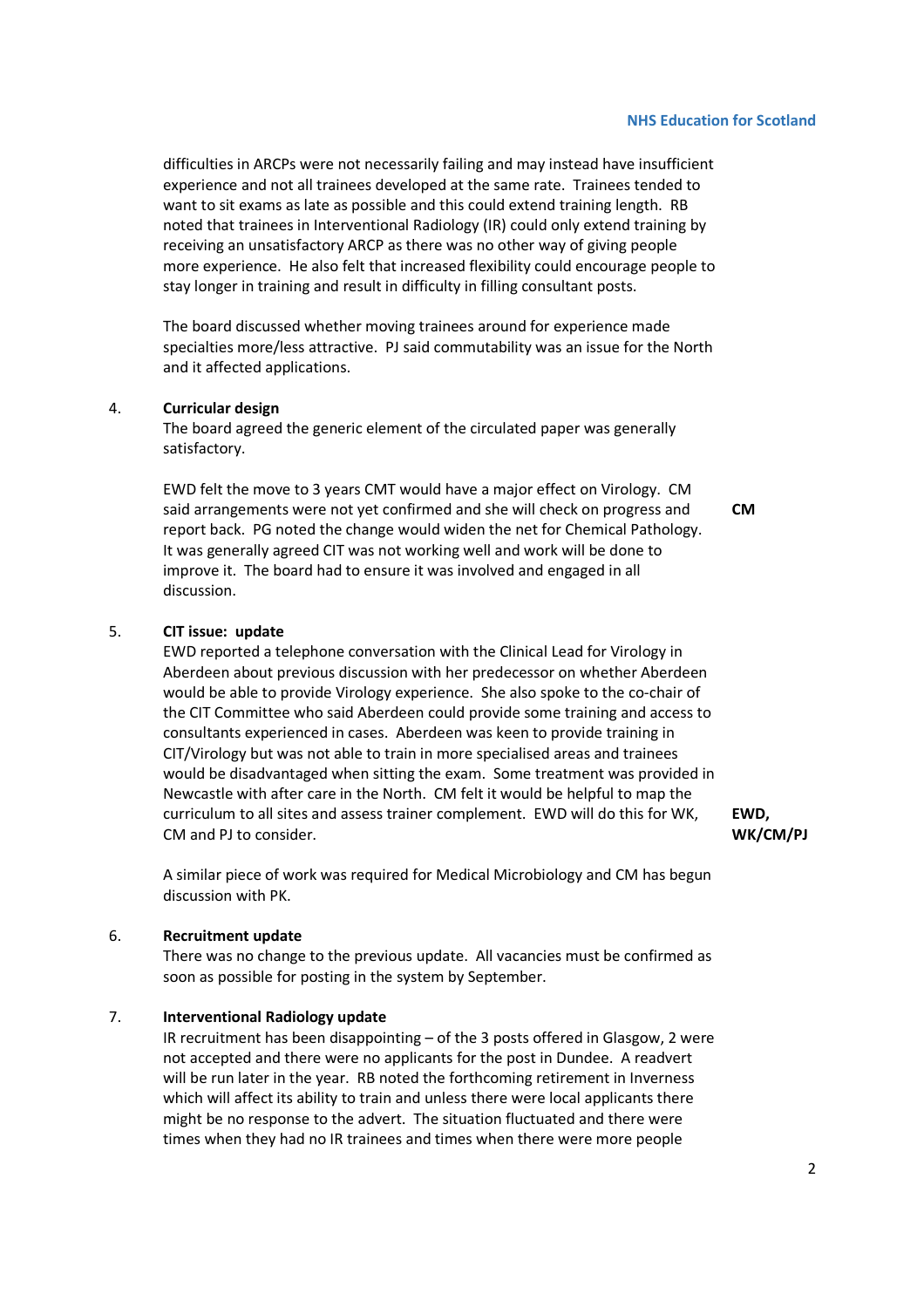difficulties in ARCPs were not necessarily failing and may instead have insufficient experience and not all trainees developed at the same rate. Trainees tended to want to sit exams as late as possible and this could extend training length. RB noted that trainees in Interventional Radiology (IR) could only extend training by receiving an unsatisfactory ARCP as there was no other way of giving people more experience. He also felt that increased flexibility could encourage people to stay longer in training and result in difficulty in filling consultant posts.

The board discussed whether moving trainees around for experience made specialties more/less attractive. PJ said commutability was an issue for the North and it affected applications.

4. **Curricular design**

The board agreed the generic element of the circulated paper was generally satisfactory.

EWD felt the move to 3 years CMT would have a major effect on Virology. CM said arrangements were not yet confirmed and she will check on progress and report back. PG noted the change would widen the net for Chemical Pathology. It was generally agreed CIT was not working well and work will be done to improve it. The board had to ensure it was involved and engaged in all discussion. **CM**

5. **CIT issue: update**

EWD reported a telephone conversation with the Clinical Lead for Virology in Aberdeen about previous discussion with her predecessor on whether Aberdeen would be able to provide Virology experience. She also spoke to the co-chair of the CIT Committee who said Aberdeen could provide some training and access to consultants experienced in cases. Aberdeen was keen to provide training in CIT/Virology but was not able to train in more specialised areas and trainees would be disadvantaged when sitting the exam. Some treatment was provided in Newcastle with after care in the North. CM felt it would be helpful to map the curriculum to all sites and assess trainer complement. EWD will do this for WK, CM and PJ to consider. **EWD, WK/CM/PJ**

A similar piece of work was required for Medical Microbiology and CM has begun discussion with PK.

6. **Recruitment update**

There was no change to the previous update. All vacancies must be confirmed as soon as possible for posting in the system by September.

7. **Interventional Radiology update**

IR recruitment has been disappointing – of the 3 posts offered in Glasgow, 2 were not accepted and there were no applicants for the post in Dundee. A readvert will be run later in the year. RB noted the forthcoming retirement in Inverness which will affect its ability to train and unless there were local applicants there might be no response to the advert. The situation fluctuated and there were times when they had no IR trainees and times when there were more people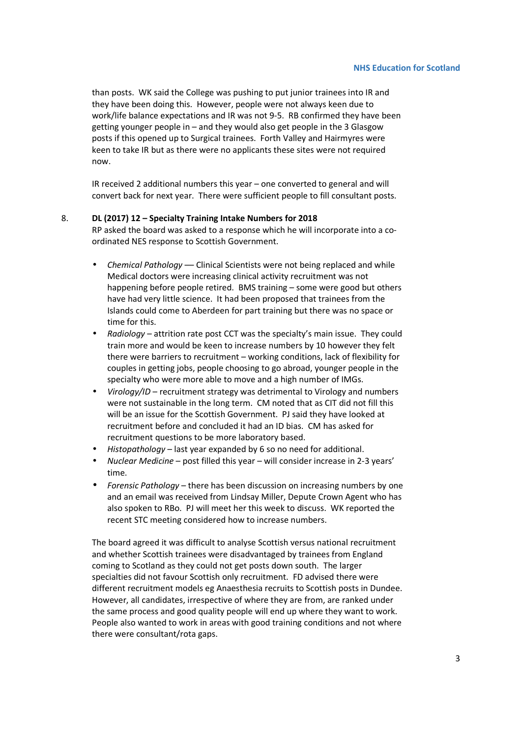than posts. WK said the College was pushing to put junior trainees into IR and they have been doing this. However, people were not always keen due to work/life balance expectations and IR was not 9-5. RB confirmed they have been getting younger people in – and they would also get people in the 3 Glasgow posts if this opened up to Surgical trainees. Forth Valley and Hairmyres were keen to take IR but as there were no applicants these sites were not required now.

IR received 2 additional numbers this year – one converted to general and will convert back for next year. There were sufficient people to fill consultant posts.

8. **DL (2017) 12 – Specialty Training Intake Numbers for 2018**

RP asked the board was asked to a response which he will incorporate into a co-ordinated NES response to Scottish Government.

- *Chemical Pathology* –– Clinical Scientists were not being replaced and while Medical doctors were increasing clinical activity recruitment was not happening before people retired. BMS training – some were good but others have had very little science. It had been proposed that trainees from the Islands could come to Aberdeen for part training but there was no space or time for this.
- *Radiology* – attrition rate post CCT was the specialty's main issue. They could train more and would be keen to increase numbers by 10 however they felt there were barriers to recruitment – working conditions, lack of flexibility for couples in getting jobs, people choosing to go abroad, younger people in the specialty who were more able to move and a high number of IMGs.
- *Virology/ID* – recruitment strategy was detrimental to Virology and numbers were not sustainable in the long term. CM noted that as CIT did not fill this will be an issue for the Scottish Government. PJ said they have looked at recruitment before and concluded it had an ID bias. CM has asked for recruitment questions to be more laboratory based.
- *Histopathology* – last year expanded by 6 so no need for additional.
- *Nuclear Medicine* – post filled this year – will consider increase in 2-3 years' time.
- *Forensic Pathology* – there has been discussion on increasing numbers by one and an email was received from Lindsay Miller, Depute Crown Agent who has also spoken to RBo. PJ will meet her this week to discuss. WK reported the recent STC meeting considered how to increase numbers.

The board agreed it was difficult to analyse Scottish versus national recruitment and whether Scottish trainees were disadvantaged by trainees from England coming to Scotland as they could not get posts down south. The larger specialties did not favour Scottish only recruitment. FD advised there were different recruitment models eg Anaesthesia recruits to Scottish posts in Dundee. However, all candidates, irrespective of where they are from, are ranked under the same process and good quality people will end up where they want to work. People also wanted to work in areas with good training conditions and not where there were consultant/rota gaps.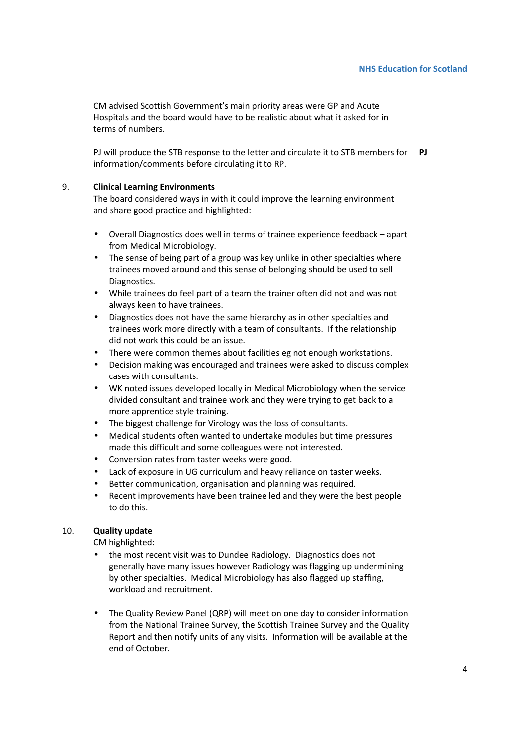CM advised Scottish Government's main priority areas were GP and Acute Hospitals and the board would have to be realistic about what it asked for in terms of numbers.

PJ will produce the STB response to the letter and circulate it to STB members for information/comments before circulating it to RP. **PJ**

## 9. Clinical Learning Environments

The board considered ways in with it could improve the learning environment and share good practice and highlighted:

- Overall Diagnostics does well in terms of trainee experience feedback – apart from Medical Microbiology.
- The sense of being part of a group was key unlike in other specialties where trainees moved around and this sense of belonging should be used to sell Diagnostics.
- While trainees do feel part of a team the trainer often did not and was not always keen to have trainees.
- Diagnostics does not have the same hierarchy as in other specialties and trainees work more directly with a team of consultants. If the relationship did not work this could be an issue.
- There were common themes about facilities eg not enough workstations.
- Decision making was encouraged and trainees were asked to discuss complex cases with consultants.
- WK noted issues developed locally in Medical Microbiology when the service divided consultant and trainee work and they were trying to get back to a more apprentice style training.
- The biggest challenge for Virology was the loss of consultants.
- Medical students often wanted to undertake modules but time pressures made this difficult and some colleagues were not interested.
- Conversion rates from taster weeks were good.
- Lack of exposure in UG curriculum and heavy reliance on taster weeks.
- Better communication, organisation and planning was required.
- Recent improvements have been trainee led and they were the best people to do this.

## 10. Quality update

CM highlighted:

- the most recent visit was to Dundee Radiology. Diagnostics does not generally have many issues however Radiology was flagging up undermining by other specialties. Medical Microbiology has also flagged up staffing, workload and recruitment.

- The Quality Review Panel (QRP) will meet on one day to consider information from the National Trainee Survey, the Scottish Trainee Survey and the Quality Report and then notify units of any visits. Information will be available at the end of October.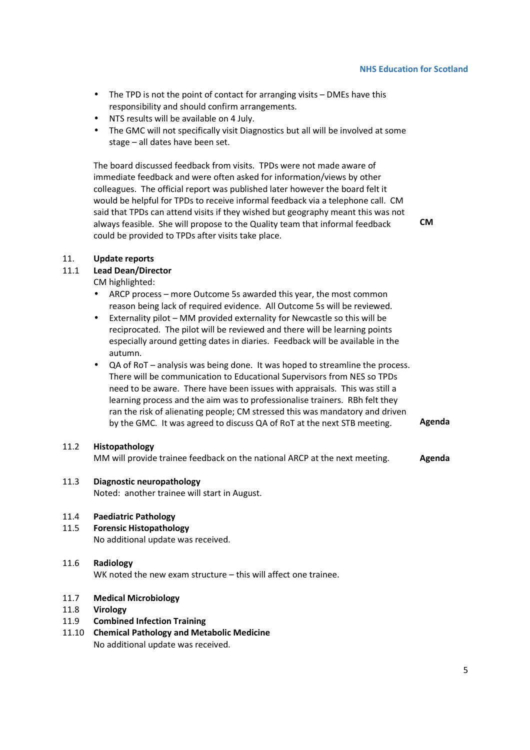- The TPD is not the point of contact for arranging visits – DMEs have this responsibility and should confirm arrangements.
- NTS results will be available on 4 July.
- The GMC will not specifically visit Diagnostics but all will be involved at some stage – all dates have been set.

The board discussed feedback from visits. TPDs were not made aware of immediate feedback and were often asked for information/views by other colleagues. The official report was published later however the board felt it would be helpful for TPDs to receive informal feedback via a telephone call. CM said that TPDs can attend visits if they wished but geography meant this was not always feasible. She will propose to the Quality team that informal feedback could be provided to TPDs after visits take place. **CM**

11. **Update reports**

11.1 **Lead Dean/Director**

CM highlighted:

- ARCP process – more Outcome 5s awarded this year, the most common reason being lack of required evidence. All Outcome 5s will be reviewed.
- Externality pilot – MM provided externality for Newcastle so this will be reciprocated. The pilot will be reviewed and there will be learning points especially around getting dates in diaries. Feedback will be available in the autumn.
- QA of RoT – analysis was being done. It was hoped to streamline the process. There will be communication to Educational Supervisors from NES so TPDs need to be aware. There have been issues with appraisals. This was still a learning process and the aim was to professionalise trainers. RBh felt they ran the risk of alienating people; CM stressed this was mandatory and driven by the GMC. It was agreed to discuss QA of RoT at the next STB meeting. **Agenda**

11.2 **Histopathology**

MM will provide trainee feedback on the national ARCP at the next meeting. **Agenda**

11.3 **Diagnostic neuropathology**

Noted: another trainee will start in August.

11.4 **Paediatric Pathology**

11.5 **Forensic Histopathology**

No additional update was received.

11.6 **Radiology**

WK noted the new exam structure – this will affect one trainee.

11.7 **Medical Microbiology**

11.8 **Virology**

11.9 **Combined Infection Training**

11.10 **Chemical Pathology and Metabolic Medicine**

No additional update was received.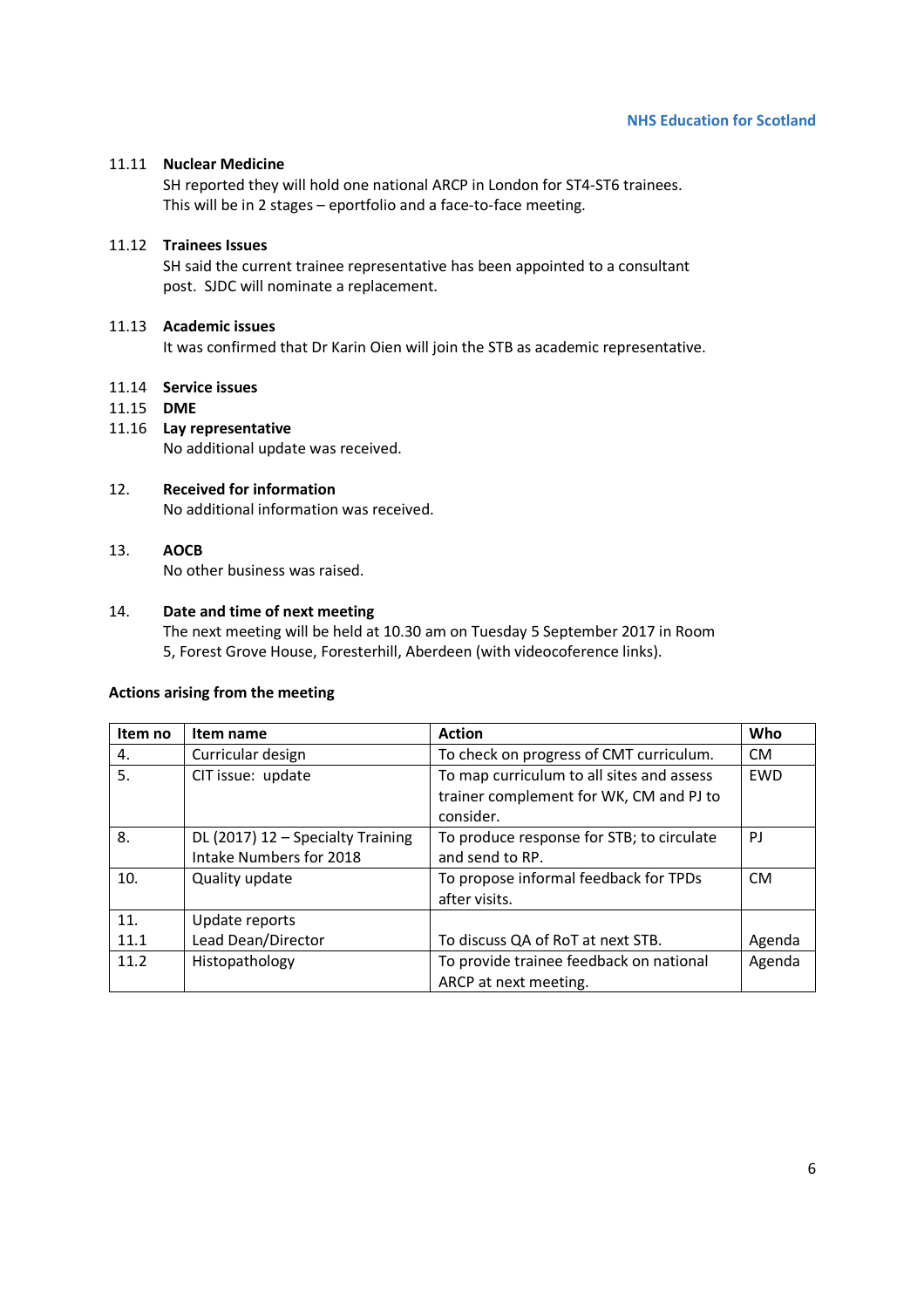### 11.11 Nuclear Medicine

SH reported they will hold one national ARCP in London for ST4-ST6 trainees. This will be in 2 stages – eportfolio and a face-to-face meeting.

### 11.12 Trainees Issues

SH said the current trainee representative has been appointed to a consultant post. SJDC will nominate a replacement.

### 11.13 Academic issues

It was confirmed that Dr Karin Oien will join the STB as academic representative.

### 11.14 Service issues

### 11.15 DME

### 11.16 Lay representative

No additional update was received.

## 12. Received for information

No additional information was received.

## 13. AOCB

No other business was raised.

## 14. Date and time of next meeting

The next meeting will be held at 10.30 am on Tuesday 5 September 2017 in Room 5, Forest Grove House, Foresterhill, Aberdeen (with videocoference links).

**Actions arising from the meeting**

| Item no | Item name | Action | Who |
|---|---|---|---|
| 4. | Curricular design | To check on progress of CMT curriculum. | CM |
| 5. | CIT issue: update | To map curriculum to all sites and assess trainer complement for WK, CM and PJ to consider. | EWD |
| 8. | DL (2017) 12 – Specialty Training Intake Numbers for 2018 | To produce response for STB; to circulate and send to RP. | PJ |
| 10. | Quality update | To propose informal feedback for TPDs after visits. | CM |
| 11.<br>11.1 | Update reports<br>Lead Dean/Director | To discuss QA of RoT at next STB. | Agenda |
| 11.2 | Histopathology | To provide trainee feedback on national ARCP at next meeting. | Agenda |